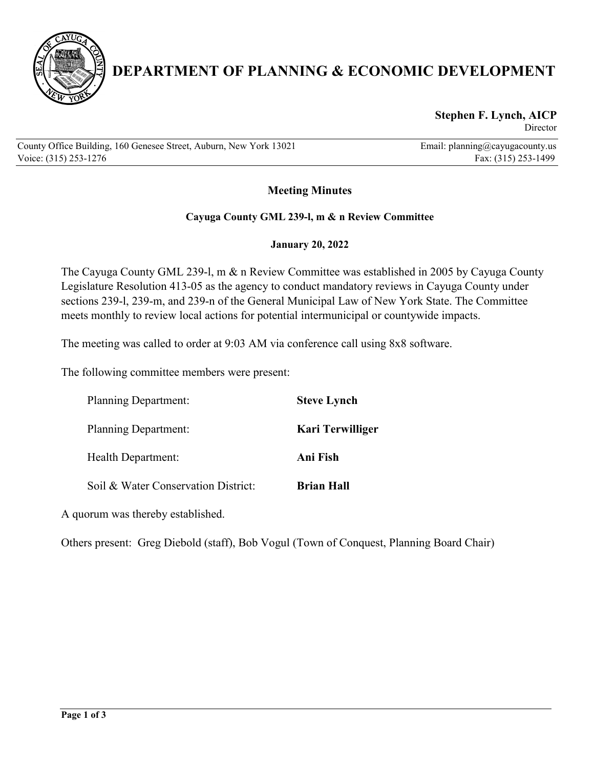# DEPARTMENT OF PLANNING & ECONOMIC DEVELOPMENT

**Stephen F. Lynch, AICP**
Director

County Office Building, 160 Genesee Street, Auburn, New York 13021
Voice: (315) 253-1276
Email: planning@cayugacounty.us
Fax: (315) 253-1499

## Meeting Minutes

### Cayuga County GML 239-l, m & n Review Committee

**January 20, 2022**

The Cayuga County GML 239-l, m & n Review Committee was established in 2005 by Cayuga County Legislature Resolution 413-05 as the agency to conduct mandatory reviews in Cayuga County under sections 239-l, 239-m, and 239-n of the General Municipal Law of New York State. The Committee meets monthly to review local actions for potential intermunicipal or countywide impacts.

The meeting was called to order at 9:03 AM via conference call using 8x8 software.

The following committee members were present:

| | |
|---|---|
| Planning Department: | **Steve Lynch** |
| Planning Department: | **Kari Terwilliger** |
| Health Department: | **Ani Fish** |
| Soil & Water Conservation District: | **Brian Hall** |

A quorum was thereby established.

Others present: Greg Diebold (staff), Bob Vogul (Town of Conquest, Planning Board Chair)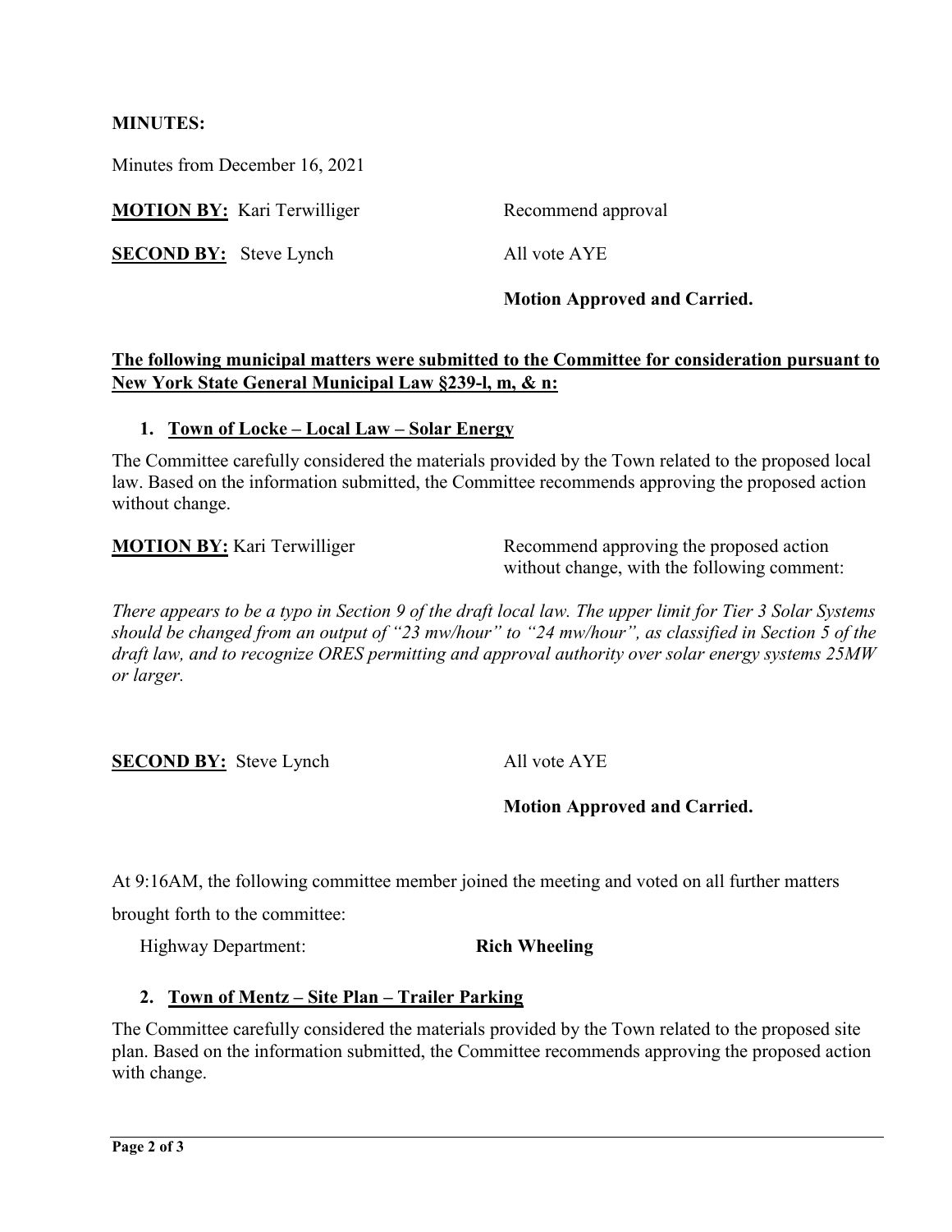**MINUTES:**

Minutes from December 16, 2021

**MOTION BY:** Kari Terwilliger — Recommend approval

**SECOND BY:** Steve Lynch — All vote AYE

**Motion Approved and Carried.**

**The following municipal matters were submitted to the Committee for consideration pursuant to New York State General Municipal Law §239-l, m, & n:**

1. **Town of Locke – Local Law – Solar Energy**

The Committee carefully considered the materials provided by the Town related to the proposed local law. Based on the information submitted, the Committee recommends approving the proposed action without change.

**MOTION BY:** Kari Terwilliger — Recommend approving the proposed action without change, with the following comment:

*There appears to be a typo in Section 9 of the draft local law. The upper limit for Tier 3 Solar Systems should be changed from an output of "23 mw/hour" to "24 mw/hour", as classified in Section 5 of the draft law, and to recognize ORES permitting and approval authority over solar energy systems 25MW or larger.*

**SECOND BY:** Steve Lynch — All vote AYE

**Motion Approved and Carried.**

At 9:16AM, the following committee member joined the meeting and voted on all further matters brought forth to the committee:

Highway Department: **Rich Wheeling**

2. **Town of Mentz – Site Plan – Trailer Parking**

The Committee carefully considered the materials provided by the Town related to the proposed site plan. Based on the information submitted, the Committee recommends approving the proposed action with change.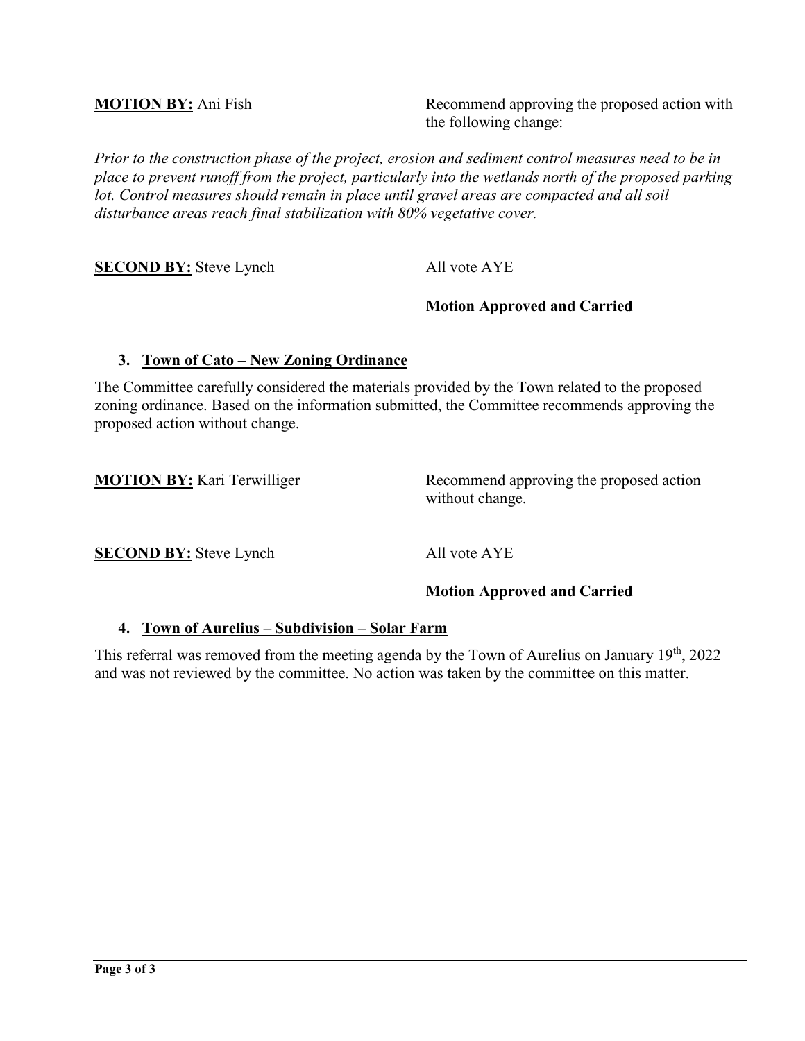**MOTION BY:** Ani Fish

Recommend approving the proposed action with the following change:

*Prior to the construction phase of the project, erosion and sediment control measures need to be in place to prevent runoff from the project, particularly into the wetlands north of the proposed parking lot. Control measures should remain in place until gravel areas are compacted and all soil disturbance areas reach final stabilization with 80% vegetative cover.*

**SECOND BY:** Steve Lynch

All vote AYE

**Motion Approved and Carried**

3. **Town of Cato – New Zoning Ordinance**

The Committee carefully considered the materials provided by the Town related to the proposed zoning ordinance. Based on the information submitted, the Committee recommends approving the proposed action without change.

**MOTION BY:** Kari Terwilliger

Recommend approving the proposed action without change.

**SECOND BY:** Steve Lynch

All vote AYE

**Motion Approved and Carried**

4. **Town of Aurelius – Subdivision – Solar Farm**

This referral was removed from the meeting agenda by the Town of Aurelius on January 19th, 2022 and was not reviewed by the committee. No action was taken by the committee on this matter.